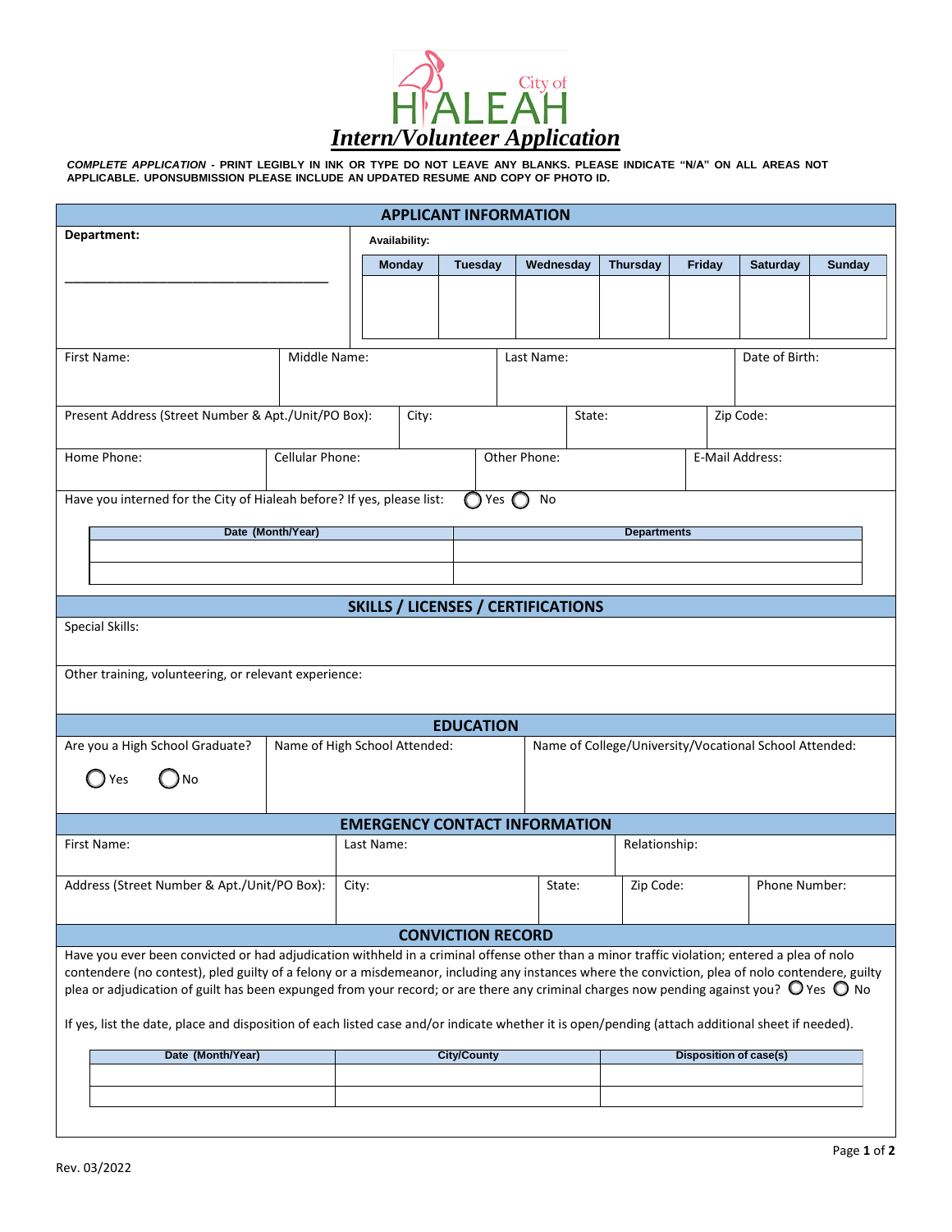City of HIALEAH

# *Intern/Volunteer Application*

***COMPLETE APPLICATION*** **- PRINT LEGIBLY IN INK OR TYPE DO NOT LEAVE ANY BLANKS. PLEASE INDICATE "N/A" ON ALL AREAS NOT APPLICABLE. UPONSUBMISSION PLEASE INCLUDE AN UPDATED RESUME AND COPY OF PHOTO ID.**

## APPLICANT INFORMATION

**Department:** ______________________________________

**Availability:**

| Monday | Tuesday | Wednesday | Thursday | Friday | Saturday | Sunday |
|---|---|---|---|---|---|---|
| | | | | | | |

| First Name: | Middle Name: | Last Name: | Date of Birth: |
|---|---|---|---|
| | | | |

| Present Address (Street Number & Apt./Unit/PO Box): | City: | State: | Zip Code: |
|---|---|---|---|
| | | | |

| Home Phone: | Cellular Phone: | Other Phone: | E-Mail Address: |
|---|---|---|---|
| | | | |

Have you interned for the City of Hialeah before? If yes, please list: ◯ Yes ◯ No

| Date (Month/Year) | Departments |
|---|---|
| | |
| | |

## SKILLS / LICENSES / CERTIFICATIONS

Special Skills:

Other training, volunteering, or relevant experience:

## EDUCATION

| Are you a High School Graduate? | Name of High School Attended: | Name of College/University/Vocational School Attended: |
|---|---|---|
| ◯ Yes ◯ No | | |

## EMERGENCY CONTACT INFORMATION

| First Name: | Last Name: | Relationship: |
|---|---|---|
| | | |

| Address (Street Number & Apt./Unit/PO Box): | City: | State: | Zip Code: | Phone Number: |
|---|---|---|---|---|
| | | | | |

## CONVICTION RECORD

Have you ever been convicted or had adjudication withheld in a criminal offense other than a minor traffic violation; entered a plea of nolo contendere (no contest), pled guilty of a felony or a misdemeanor, including any instances where the conviction, plea of nolo contendere, guilty plea or adjudication of guilt has been expunged from your record; or are there any criminal charges now pending against you? ◯ Yes ◯ No

If yes, list the date, place and disposition of each listed case and/or indicate whether it is open/pending (attach additional sheet if needed).

| Date (Month/Year) | City/County | Disposition of case(s) |
|---|---|---|
| | | |
| | | |

Rev. 03/2022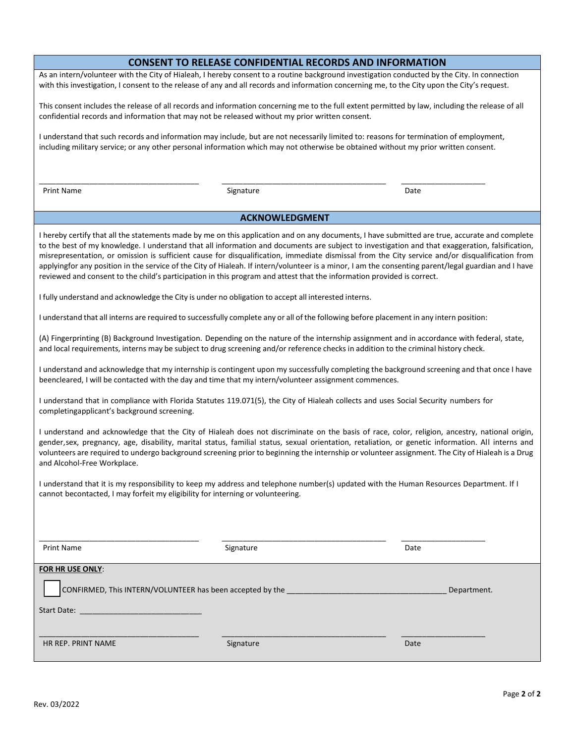## CONSENT TO RELEASE CONFIDENTIAL RECORDS AND INFORMATION

As an intern/volunteer with the City of Hialeah, I hereby consent to a routine background investigation conducted by the City. In connection with this investigation, I consent to the release of any and all records and information concerning me, to the City upon the City's request.

This consent includes the release of all records and information concerning me to the full extent permitted by law, including the release of all confidential records and information that may not be released without my prior written consent.

I understand that such records and information may include, but are not necessarily limited to: reasons for termination of employment, including military service; or any other personal information which may not otherwise be obtained without my prior written consent.

_______________________________________ _______________________________________ ____________________

Print Name Signature Date

## ACKNOWLEDGMENT

I hereby certify that all the statements made by me on this application and on any documents, I have submitted are true, accurate and complete to the best of my knowledge. I understand that all information and documents are subject to investigation and that exaggeration, falsification, misrepresentation, or omission is sufficient cause for disqualification, immediate dismissal from the City service and/or disqualification from applyingfor any position in the service of the City of Hialeah. If intern/volunteer is a minor, I am the consenting parent/legal guardian and I have reviewed and consent to the child's participation in this program and attest that the information provided is correct.

I fully understand and acknowledge the City is under no obligation to accept all interested interns.

I understand that all interns are required to successfully complete any or all of the following before placement in any intern position:

(A) Fingerprinting (B) Background Investigation. Depending on the nature of the internship assignment and in accordance with federal, state, and local requirements, interns may be subject to drug screening and/or reference checks in addition to the criminal history check.

I understand and acknowledge that my internship is contingent upon my successfully completing the background screening and that once I have beencleared, I will be contacted with the day and time that my intern/volunteer assignment commences.

I understand that in compliance with Florida Statutes 119.071(5), the City of Hialeah collects and uses Social Security numbers for completingapplicant's background screening.

I understand and acknowledge that the City of Hialeah does not discriminate on the basis of race, color, religion, ancestry, national origin, gender,sex, pregnancy, age, disability, marital status, familial status, sexual orientation, retaliation, or genetic information. All interns and volunteers are required to undergo background screening prior to beginning the internship or volunteer assignment. The City of Hialeah is a Drug and Alcohol-Free Workplace.

I understand that it is my responsibility to keep my address and telephone number(s) updated with the Human Resources Department. If I cannot becontacted, I may forfeit my eligibility for interning or volunteering.

_______________________________________ _______________________________________ ____________________

Print Name Signature Date

**FOR HR USE ONLY**:

☐ CONFIRMED, This INTERN/VOLUNTEER has been accepted by the _____________________________________ Department.

Start Date: ____________________________

_______________________________________ _______________________________________ ____________________

HR REP. PRINT NAME Signature Date

Rev. 03/2022